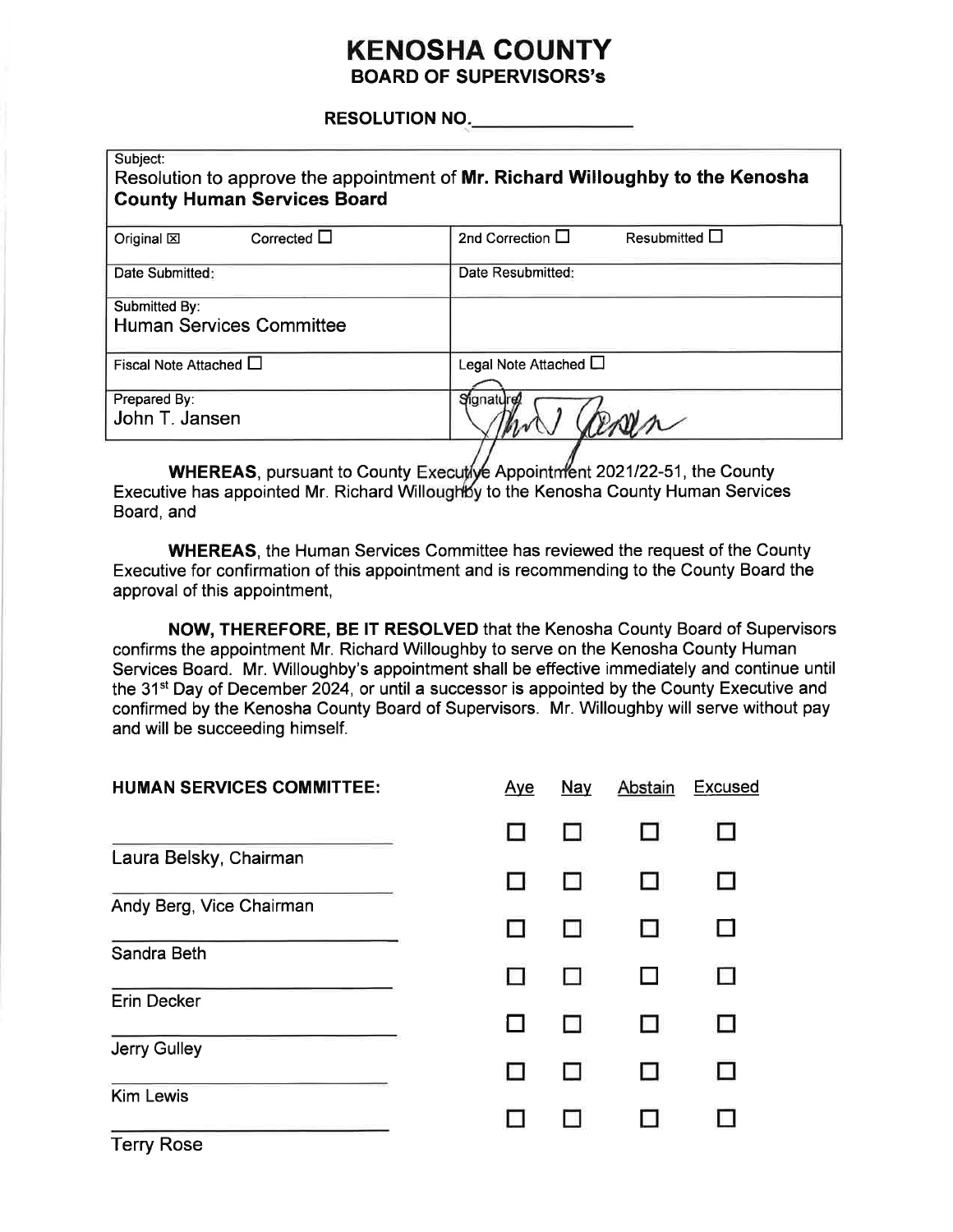# KENOSHA COUNTY
## BOARD OF SUPERVISORS's

**RESOLUTION NO.________________**

| Subject: Resolution to approve the appointment of **Mr. Richard Willoughby to the Kenosha County Human Services Board** | |
|---|---|
| Original ☒ Corrected ☐ | 2nd Correction ☐ Resubmitted ☐ |
| Date Submitted: | Date Resubmitted: |
| Submitted By: Human Services Committee | |
| Fiscal Note Attached ☐ | Legal Note Attached ☐ |
| Prepared By: John T. Jansen | Signature: |

**WHEREAS**, pursuant to County Executive Appointment 2021/22-51, the County Executive has appointed Mr. Richard Willoughby to the Kenosha County Human Services Board, and

**WHEREAS**, the Human Services Committee has reviewed the request of the County Executive for confirmation of this appointment and is recommending to the County Board the approval of this appointment,

**NOW, THEREFORE, BE IT RESOLVED** that the Kenosha County Board of Supervisors confirms the appointment Mr. Richard Willoughby to serve on the Kenosha County Human Services Board. Mr. Willoughby's appointment shall be effective immediately and continue until the 31st Day of December 2024, or until a successor is appointed by the County Executive and confirmed by the Kenosha County Board of Supervisors. Mr. Willoughby will serve without pay and will be succeeding himself.

| HUMAN SERVICES COMMITTEE: | Aye | Nay | Abstain | Excused |
|---|---|---|---|---|
| Laura Belsky, Chairman | ☐ | ☐ | ☐ | ☐ |
| Andy Berg, Vice Chairman | ☐ | ☐ | ☐ | ☐ |
| Sandra Beth | ☐ | ☐ | ☐ | ☐ |
| Erin Decker | ☐ | ☐ | ☐ | ☐ |
| Jerry Gulley | ☐ | ☐ | ☐ | ☐ |
| Kim Lewis | ☐ | ☐ | ☐ | ☐ |
| Terry Rose | ☐ | ☐ | ☐ | ☐ |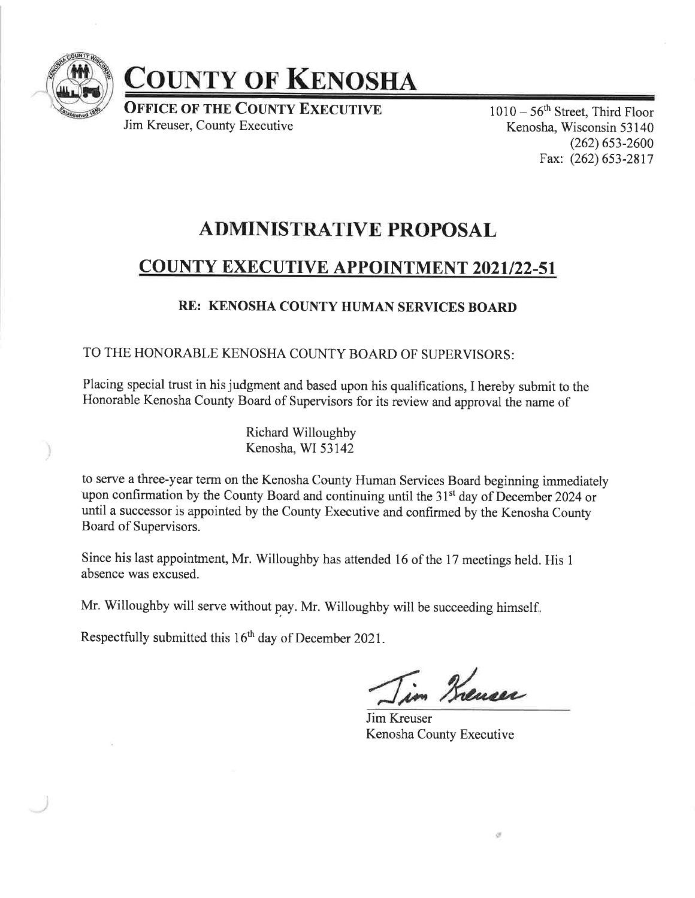# COUNTY OF KENOSHA

**OFFICE OF THE COUNTY EXECUTIVE**
Jim Kreuser, County Executive

1010 – 56th Street, Third Floor
Kenosha, Wisconsin 53140
(262) 653-2600
Fax: (262) 653-2817

## ADMINISTRATIVE PROPOSAL

## COUNTY EXECUTIVE APPOINTMENT 2021/22-51

### RE: KENOSHA COUNTY HUMAN SERVICES BOARD

TO THE HONORABLE KENOSHA COUNTY BOARD OF SUPERVISORS:

Placing special trust in his judgment and based upon his qualifications, I hereby submit to the Honorable Kenosha County Board of Supervisors for its review and approval the name of

Richard Willoughby
Kenosha, WI 53142

to serve a three-year term on the Kenosha County Human Services Board beginning immediately upon confirmation by the County Board and continuing until the 31st day of December 2024 or until a successor is appointed by the County Executive and confirmed by the Kenosha County Board of Supervisors.

Since his last appointment, Mr. Willoughby has attended 16 of the 17 meetings held. His 1 absence was excused.

Mr. Willoughby will serve without pay. Mr. Willoughby will be succeeding himself.

Respectfully submitted this 16th day of December 2021.

Jim Kreuser
Kenosha County Executive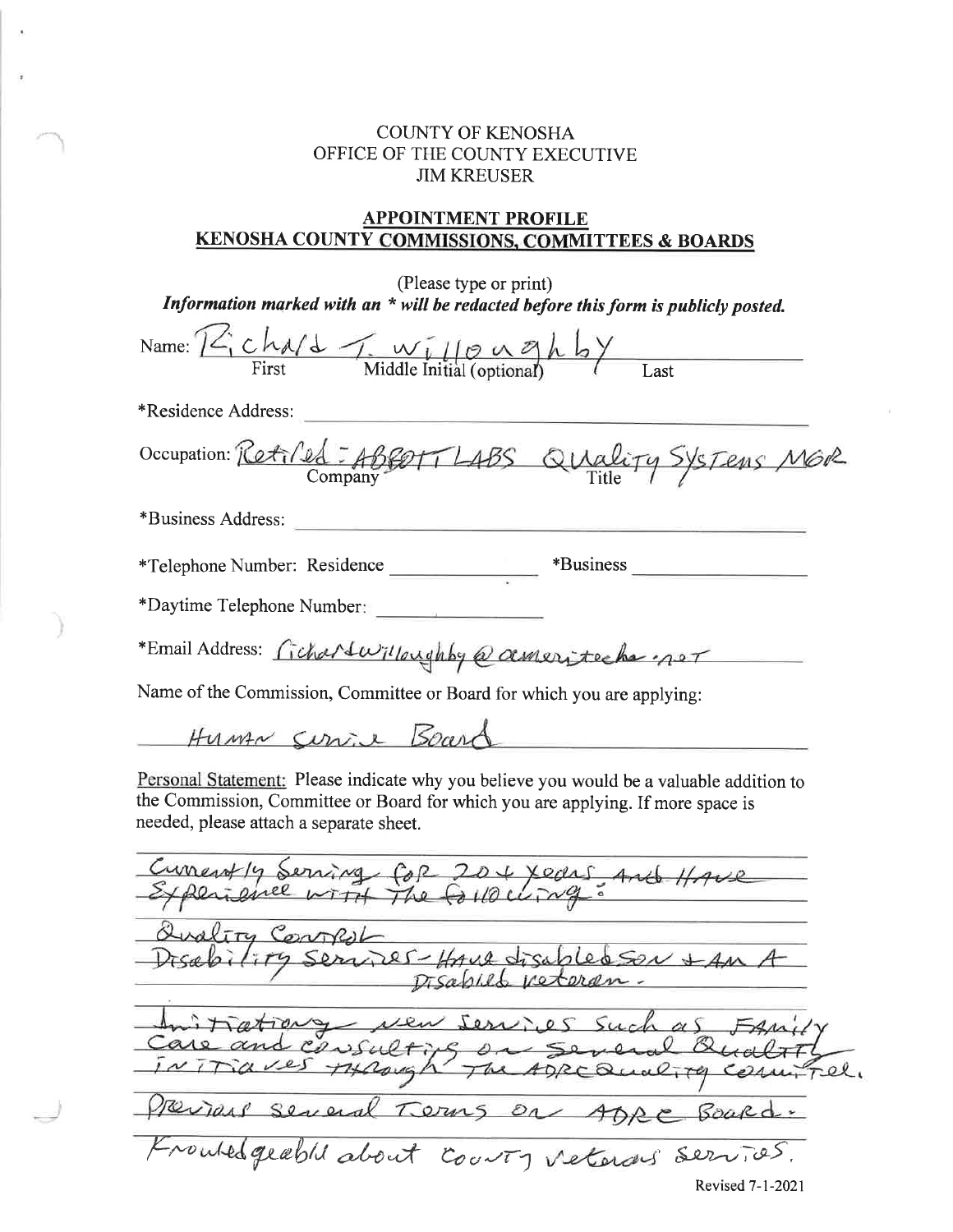COUNTY OF KENOSHA
OFFICE OF THE COUNTY EXECUTIVE
JIM KREUSER

## APPOINTMENT PROFILE
## KENOSHA COUNTY COMMISSIONS, COMMITTEES & BOARDS

(Please type or print)

***Information marked with an * will be redacted before this form is publicly posted.***

Name: Richard T. Willoughby
First / Middle Initial (optional) / Last

*Residence Address:

Occupation: Retired - ABBOTT LABS / Quality Systems MGR
Company / Title

*Business Address:

*Telephone Number: Residence _______________ *Business _______________

*Daytime Telephone Number:

*Email Address: richardwilloughby@ameritech.net

Name of the Commission, Committee or Board for which you are applying:

Human Service Board

Personal Statement: Please indicate why you believe you would be a valuable addition to the Commission, Committee or Board for which you are applying. If more space is needed, please attach a separate sheet.

Currently Serving for 20+ years and Have Experience with The following:

Quality Control
Disability Services - Have disabled son + Am A Disabled veteran.

Initiating new Services such as Family Care and consulting on Several Quality Initiaves through The ADRC Quality Committee.

Previous several Terms on ADRC Board.

Knowledgeable about County Veterans Services.

Revised 7-1-2021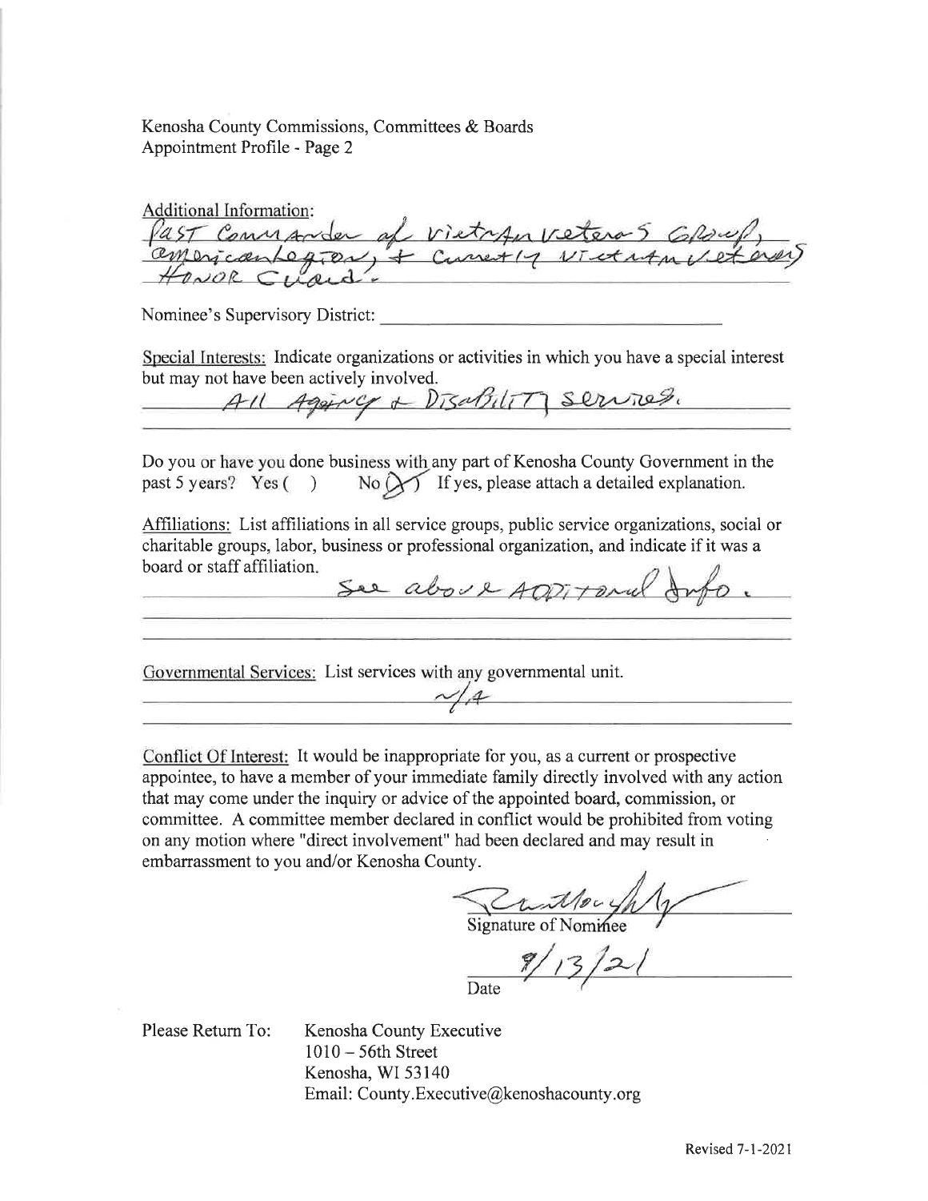Kenosha County Commissions, Committees & Boards
Appointment Profile - Page 2

Additional Information:
Past Commander of Vietnam Veterans Group, American Legion, + Currently Vietnam Veterans Honor Guard.

Nominee's Supervisory District: ______________________

Special Interests: Indicate organizations or activities in which you have a special interest but may not have been actively involved.
All Aging + Disability Services.

Do you or have you done business with any part of Kenosha County Government in the past 5 years? Yes ( ) No (X) If yes, please attach a detailed explanation.

Affiliations: List affiliations in all service groups, public service organizations, social or charitable groups, labor, business or professional organization, and indicate if it was a board or staff affiliation.
See above Additional Info.

Governmental Services: List services with any governmental unit.
N/A

Conflict Of Interest: It would be inappropriate for you, as a current or prospective appointee, to have a member of your immediate family directly involved with any action that may come under the inquiry or advice of the appointed board, commission, or committee. A committee member declared in conflict would be prohibited from voting on any motion where "direct involvement" had been declared and may result in embarrassment to you and/or Kenosha County.

[Signature]
Signature of Nominee

8/13/21
Date

Please Return To: Kenosha County Executive
1010 – 56th Street
Kenosha, WI 53140
Email: County.Executive@kenoshacounty.org

Revised 7-1-2021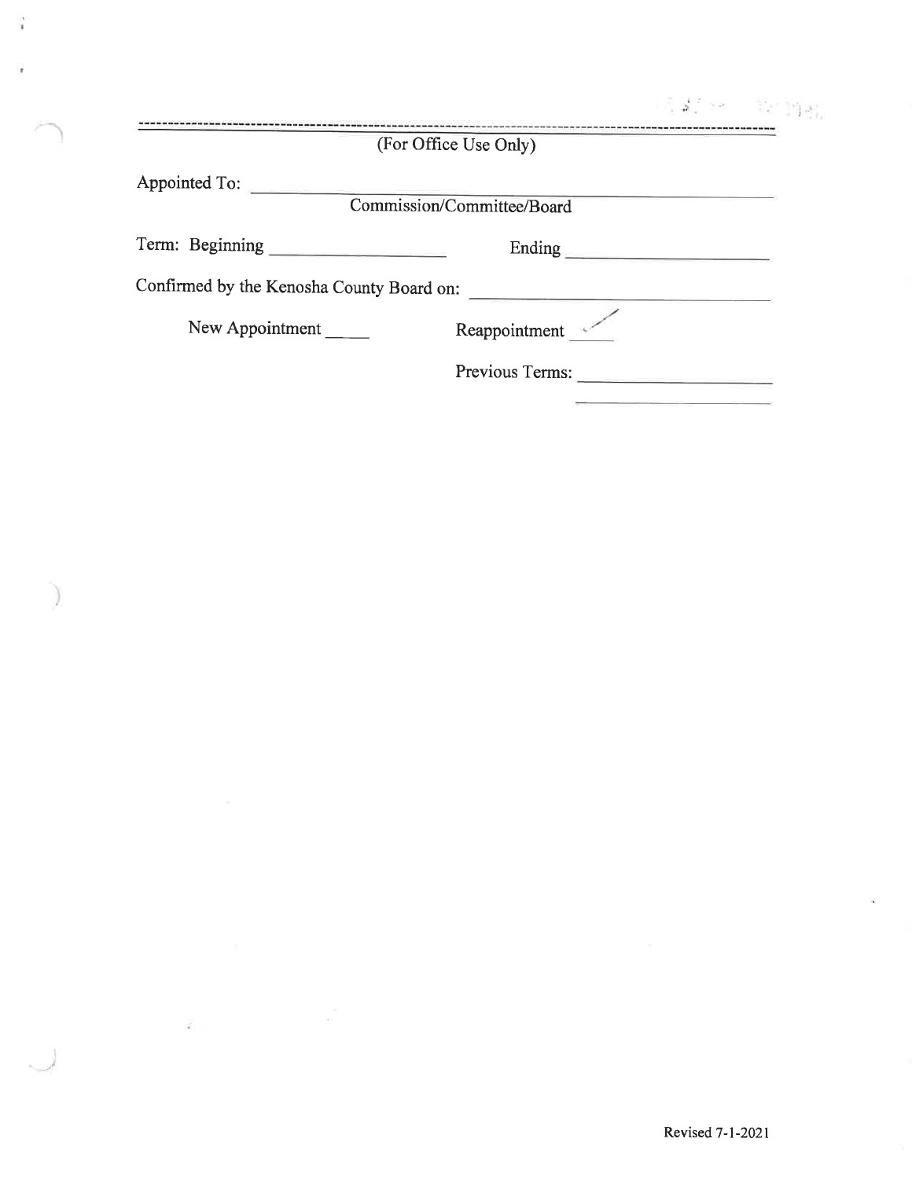(For Office Use Only)

Appointed To: ______________________________________________
Commission/Committee/Board

Term: Beginning ____________________ Ending ____________________

Confirmed by the Kenosha County Board on: ____________________

New Appointment _____ Reappointment ✓

Previous Terms: ____________________
____________________

Revised 7-1-2021